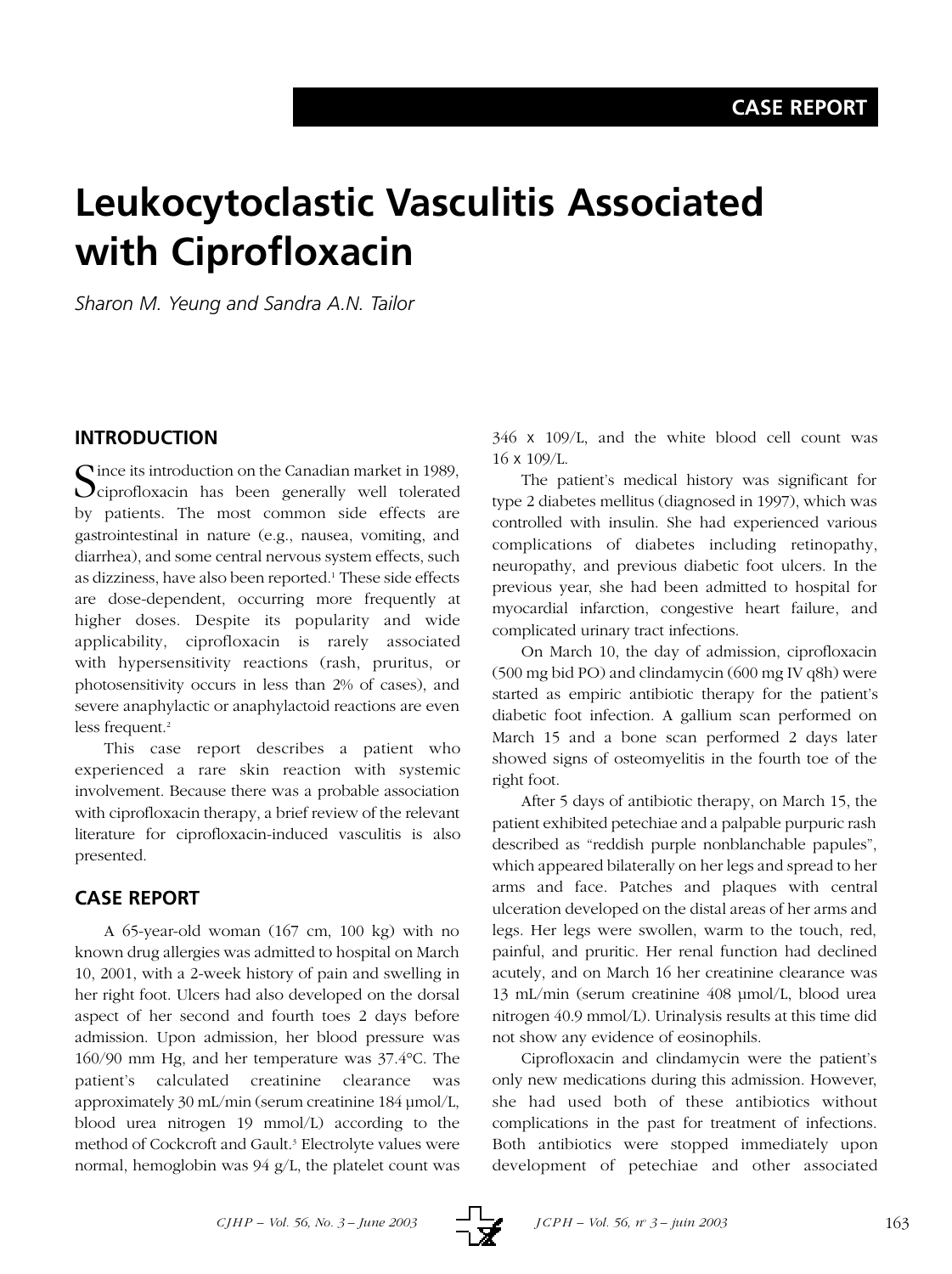CASE REPORT

# Leukocytoclastic Vasculitis Associated with Ciprofloxacin

*Sharon M. Yeung and Sandra A.N. Tailor*

## INTRODUCTION

Since its introduction on the Canadian market in 1989, ciprofloxacin has been generally well tolerated by patients. The most common side effects are gastrointestinal in nature (e.g., nausea, vomiting, and diarrhea), and some central nervous system effects, such as dizziness, have also been reported.[1] These side effects are dose-dependent, occurring more frequently at higher doses. Despite its popularity and wide applicability, ciprofloxacin is rarely associated with hypersensitivity reactions (rash, pruritus, or photosensitivity occurs in less than 2% of cases), and severe anaphylactic or anaphylactoid reactions are even less frequent.[2]

This case report describes a patient who experienced a rare skin reaction with systemic involvement. Because there was a probable association with ciprofloxacin therapy, a brief review of the relevant literature for ciprofloxacin-induced vasculitis is also presented.

## CASE REPORT

A 65-year-old woman (167 cm, 100 kg) with no known drug allergies was admitted to hospital on March 10, 2001, with a 2-week history of pain and swelling in her right foot. Ulcers had also developed on the dorsal aspect of her second and fourth toes 2 days before admission. Upon admission, her blood pressure was 160/90 mm Hg, and her temperature was 37.4°C. The patient's calculated creatinine clearance was approximately 30 mL/min (serum creatinine 184 µmol/L, blood urea nitrogen 19 mmol/L) according to the method of Cockcroft and Gault.[3] Electrolyte values were normal, hemoglobin was 94 g/L, the platelet count was 346 x $10^9$/L, and the white blood cell count was 16 x $10^9$/L.

The patient's medical history was significant for type 2 diabetes mellitus (diagnosed in 1997), which was controlled with insulin. She had experienced various complications of diabetes including retinopathy, neuropathy, and previous diabetic foot ulcers. In the previous year, she had been admitted to hospital for myocardial infarction, congestive heart failure, and complicated urinary tract infections.

On March 10, the day of admission, ciprofloxacin (500 mg bid PO) and clindamycin (600 mg IV q8h) were started as empiric antibiotic therapy for the patient's diabetic foot infection. A gallium scan performed on March 15 and a bone scan performed 2 days later showed signs of osteomyelitis in the fourth toe of the right foot.

After 5 days of antibiotic therapy, on March 15, the patient exhibited petechiae and a palpable purpuric rash described as "reddish purple nonblanchable papules", which appeared bilaterally on her legs and spread to her arms and face. Patches and plaques with central ulceration developed on the distal areas of her arms and legs. Her legs were swollen, warm to the touch, red, painful, and pruritic. Her renal function had declined acutely, and on March 16 her creatinine clearance was 13 mL/min (serum creatinine 408 µmol/L, blood urea nitrogen 40.9 mmol/L). Urinalysis results at this time did not show any evidence of eosinophils.

Ciprofloxacin and clindamycin were the patient's only new medications during this admission. However, she had used both of these antibiotics without complications in the past for treatment of infections. Both antibiotics were stopped immediately upon development of petechiae and other associated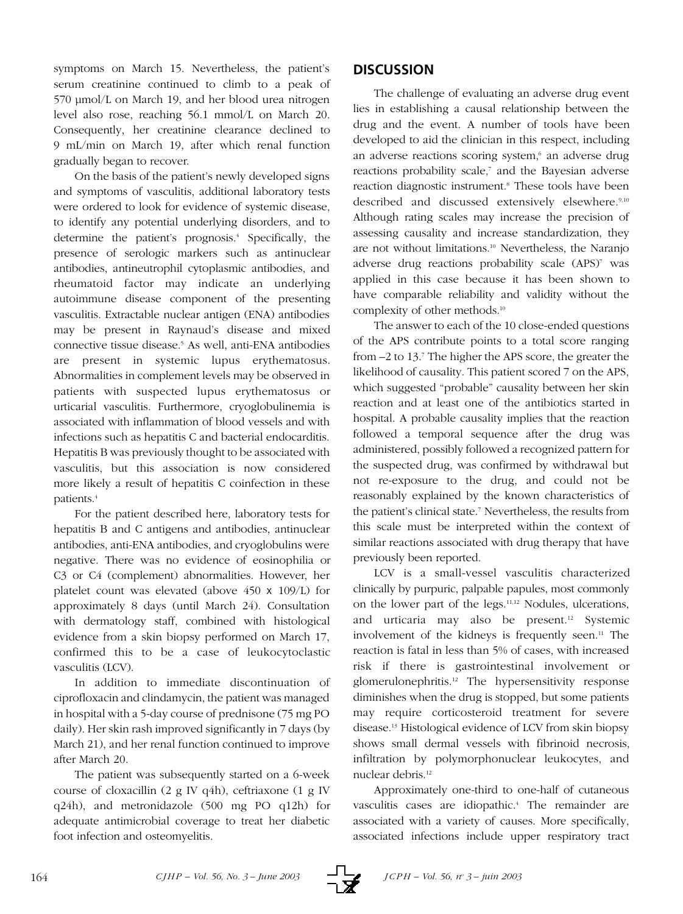symptoms on March 15. Nevertheless, the patient's serum creatinine continued to climb to a peak of 570 µmol/L on March 19, and her blood urea nitrogen level also rose, reaching 56.1 mmol/L on March 20. Consequently, her creatinine clearance declined to 9 mL/min on March 19, after which renal function gradually began to recover.

On the basis of the patient's newly developed signs and symptoms of vasculitis, additional laboratory tests were ordered to look for evidence of systemic disease, to identify any potential underlying disorders, and to determine the patient's prognosis.[4] Specifically, the presence of serologic markers such as antinuclear antibodies, antineutrophil cytoplasmic antibodies, and rheumatoid factor may indicate an underlying autoimmune disease component of the presenting vasculitis. Extractable nuclear antigen (ENA) antibodies may be present in Raynaud's disease and mixed connective tissue disease.[5] As well, anti-ENA antibodies are present in systemic lupus erythematosus. Abnormalities in complement levels may be observed in patients with suspected lupus erythematosus or urticarial vasculitis. Furthermore, cryoglobulinemia is associated with inflammation of blood vessels and with infections such as hepatitis C and bacterial endocarditis. Hepatitis B was previously thought to be associated with vasculitis, but this association is now considered more likely a result of hepatitis C coinfection in these patients.[4]

For the patient described here, laboratory tests for hepatitis B and C antigens and antibodies, antinuclear antibodies, anti-ENA antibodies, and cryoglobulins were negative. There was no evidence of eosinophilia or C3 or C4 (complement) abnormalities. However, her platelet count was elevated (above $450 \times 10^9$/L) for approximately 8 days (until March 24). Consultation with dermatology staff, combined with histological evidence from a skin biopsy performed on March 17, confirmed this to be a case of leukocytoclastic vasculitis (LCV).

In addition to immediate discontinuation of ciprofloxacin and clindamycin, the patient was managed in hospital with a 5-day course of prednisone (75 mg PO daily). Her skin rash improved significantly in 7 days (by March 21), and her renal function continued to improve after March 20.

The patient was subsequently started on a 6-week course of cloxacillin (2 g IV q4h), ceftriaxone (1 g IV q24h), and metronidazole (500 mg PO q12h) for adequate antimicrobial coverage to treat her diabetic foot infection and osteomyelitis.

## DISCUSSION

The challenge of evaluating an adverse drug event lies in establishing a causal relationship between the drug and the event. A number of tools have been developed to aid the clinician in this respect, including an adverse reactions scoring system,[6] an adverse drug reactions probability scale,[7] and the Bayesian adverse reaction diagnostic instrument.[8] These tools have been described and discussed extensively elsewhere.[9,10] Although rating scales may increase the precision of assessing causality and increase standardization, they are not without limitations.[10] Nevertheless, the Naranjo adverse drug reactions probability scale (APS)[7] was applied in this case because it has been shown to have comparable reliability and validity without the complexity of other methods.[10]

The answer to each of the 10 close-ended questions of the APS contribute points to a total score ranging from –2 to 13.[7] The higher the APS score, the greater the likelihood of causality. This patient scored 7 on the APS, which suggested "probable" causality between her skin reaction and at least one of the antibiotics started in hospital. A probable causality implies that the reaction followed a temporal sequence after the drug was administered, possibly followed a recognized pattern for the suspected drug, was confirmed by withdrawal but not re-exposure to the drug, and could not be reasonably explained by the known characteristics of the patient's clinical state.[7] Nevertheless, the results from this scale must be interpreted within the context of similar reactions associated with drug therapy that have previously been reported.

LCV is a small-vessel vasculitis characterized clinically by purpuric, palpable papules, most commonly on the lower part of the legs.[11,12] Nodules, ulcerations, and urticaria may also be present.[12] Systemic involvement of the kidneys is frequently seen.[11] The reaction is fatal in less than 5% of cases, with increased risk if there is gastrointestinal involvement or glomerulonephritis.[12] The hypersensitivity response diminishes when the drug is stopped, but some patients may require corticosteroid treatment for severe disease.[13] Histological evidence of LCV from skin biopsy shows small dermal vessels with fibrinoid necrosis, infiltration by polymorphonuclear leukocytes, and nuclear debris.[12]

Approximately one-third to one-half of cutaneous vasculitis cases are idiopathic.[4] The remainder are associated with a variety of causes. More specifically, associated infections include upper respiratory tract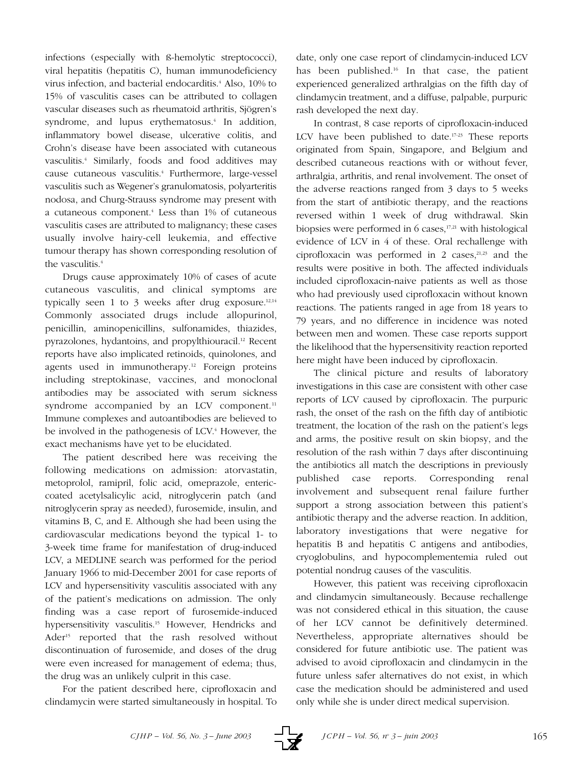infections (especially with ß-hemolytic streptococci), viral hepatitis (hepatitis C), human immunodeficiency virus infection, and bacterial endocarditis.[4] Also, 10% to 15% of vasculitis cases can be attributed to collagen vascular diseases such as rheumatoid arthritis, Sjögren's syndrome, and lupus erythematosus.[4] In addition, inflammatory bowel disease, ulcerative colitis, and Crohn's disease have been associated with cutaneous vasculitis.[4] Similarly, foods and food additives may cause cutaneous vasculitis.[4] Furthermore, large-vessel vasculitis such as Wegener's granulomatosis, polyarteritis nodosa, and Churg-Strauss syndrome may present with a cutaneous component.[4] Less than 1% of cutaneous vasculitis cases are attributed to malignancy; these cases usually involve hairy-cell leukemia, and effective tumour therapy has shown corresponding resolution of the vasculitis.[4]

Drugs cause approximately 10% of cases of acute cutaneous vasculitis, and clinical symptoms are typically seen 1 to 3 weeks after drug exposure.[12,14] Commonly associated drugs include allopurinol, penicillin, aminopenicillins, sulfonamides, thiazides, pyrazolones, hydantoins, and propylthiouracil.[12] Recent reports have also implicated retinoids, quinolones, and agents used in immunotherapy.[12] Foreign proteins including streptokinase, vaccines, and monoclonal antibodies may be associated with serum sickness syndrome accompanied by an LCV component.[11] Immune complexes and autoantibodies are believed to be involved in the pathogenesis of LCV.[4] However, the exact mechanisms have yet to be elucidated.

The patient described here was receiving the following medications on admission: atorvastatin, metoprolol, ramipril, folic acid, omeprazole, enteric-coated acetylsalicylic acid, nitroglycerin patch (and nitroglycerin spray as needed), furosemide, insulin, and vitamins B, C, and E. Although she had been using the cardiovascular medications beyond the typical 1- to 3-week time frame for manifestation of drug-induced LCV, a MEDLINE search was performed for the period January 1966 to mid-December 2001 for case reports of LCV and hypersensitivity vasculitis associated with any of the patient's medications on admission. The only finding was a case report of furosemide-induced hypersensitivity vasculitis.[15] However, Hendricks and Ader[15] reported that the rash resolved without discontinuation of furosemide, and doses of the drug were even increased for management of edema; thus, the drug was an unlikely culprit in this case.

For the patient described here, ciprofloxacin and clindamycin were started simultaneously in hospital. To date, only one case report of clindamycin-induced LCV has been published.[16] In that case, the patient experienced generalized arthralgias on the fifth day of clindamycin treatment, and a diffuse, palpable, purpuric rash developed the next day.

In contrast, 8 case reports of ciprofloxacin-induced LCV have been published to date.[17-23] These reports originated from Spain, Singapore, and Belgium and described cutaneous reactions with or without fever, arthralgia, arthritis, and renal involvement. The onset of the adverse reactions ranged from 3 days to 5 weeks from the start of antibiotic therapy, and the reactions reversed within 1 week of drug withdrawal. Skin biopsies were performed in 6 cases,[17,21] with histological evidence of LCV in 4 of these. Oral rechallenge with ciprofloxacin was performed in 2 cases,[21,23] and the results were positive in both. The affected individuals included ciprofloxacin-naive patients as well as those who had previously used ciprofloxacin without known reactions. The patients ranged in age from 18 years to 79 years, and no difference in incidence was noted between men and women. These case reports support the likelihood that the hypersensitivity reaction reported here might have been induced by ciprofloxacin.

The clinical picture and results of laboratory investigations in this case are consistent with other case reports of LCV caused by ciprofloxacin. The purpuric rash, the onset of the rash on the fifth day of antibiotic treatment, the location of the rash on the patient's legs and arms, the positive result on skin biopsy, and the resolution of the rash within 7 days after discontinuing the antibiotics all match the descriptions in previously published case reports. Corresponding renal involvement and subsequent renal failure further support a strong association between this patient's antibiotic therapy and the adverse reaction. In addition, laboratory investigations that were negative for hepatitis B and hepatitis C antigens and antibodies, cryoglobulins, and hypocomplementemia ruled out potential nondrug causes of the vasculitis.

However, this patient was receiving ciprofloxacin and clindamycin simultaneously. Because rechallenge was not considered ethical in this situation, the cause of her LCV cannot be definitively determined. Nevertheless, appropriate alternatives should be considered for future antibiotic use. The patient was advised to avoid ciprofloxacin and clindamycin in the future unless safer alternatives do not exist, in which case the medication should be administered and used only while she is under direct medical supervision.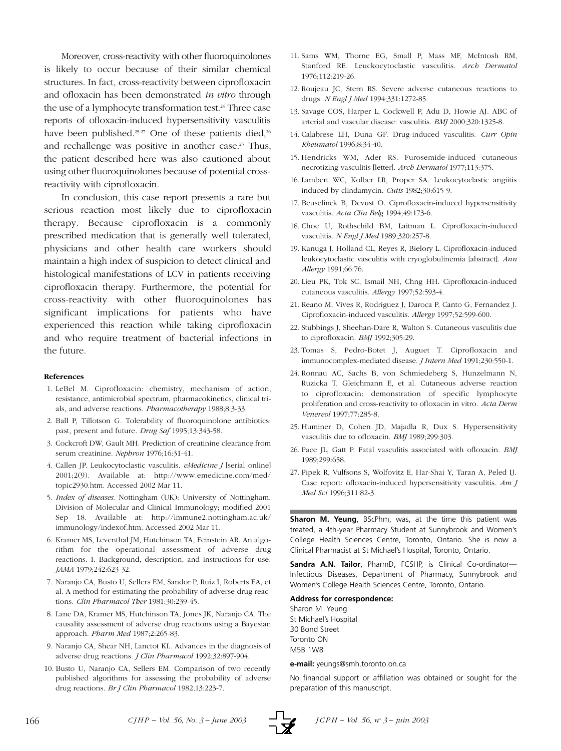Moreover, cross-reactivity with other fluoroquinolones is likely to occur because of their similar chemical structures. In fact, cross-reactivity between ciprofloxacin and ofloxacin has been demonstrated *in vitro* through the use of a lymphocyte transformation test.[24] Three case reports of ofloxacin-induced hypersensitivity vasculitis have been published.[25-27] One of these patients died,[26] and rechallenge was positive in another case.[25] Thus, the patient described here was also cautioned about using other fluoroquinolones because of potential cross-reactivity with ciprofloxacin.

In conclusion, this case report presents a rare but serious reaction most likely due to ciprofloxacin therapy. Because ciprofloxacin is a commonly prescribed medication that is generally well tolerated, physicians and other health care workers should maintain a high index of suspicion to detect clinical and histological manifestations of LCV in patients receiving ciprofloxacin therapy. Furthermore, the potential for cross-reactivity with other fluoroquinolones has significant implications for patients who have experienced this reaction while taking ciprofloxacin and who require treatment of bacterial infections in the future.

#### References

1. LeBel M. Ciprofloxacin: chemistry, mechanism of action, resistance, antimicrobial spectrum, pharmacokinetics, clinical trials, and adverse reactions. *Pharmacotherapy* 1988;8:3-33.
2. Ball P, Tillotson G. Tolerability of fluoroquinolone antibiotics: past, present and future. *Drug Saf* 1995;13:343-58.
3. Cockcroft DW, Gault MH. Prediction of creatinine clearance from serum creatinine. *Nephron* 1976;16:31-41.
4. Callen JP. Leukocytoclastic vasculitis. *eMedicine J* [serial online] 2001;2(9). Available at: http://www.emedicine.com/med/topic2930.htm. Accessed 2002 Mar 11.
5. *Index of diseases*. Nottingham (UK): University of Nottingham, Division of Molecular and Clinical Immunology; modified 2001 Sep 18. Available at: http://immune2.nottingham.ac.uk/immunology/indexof.htm. Accessed 2002 Mar 11.
6. Kramer MS, Leventhal JM, Hutchinson TA, Feinstein AR. An algorithm for the operational assessment of adverse drug reactions. I. Background, description, and instructions for use. *JAMA* 1979;242:623-32.
7. Naranjo CA, Busto U, Sellers EM, Sandor P, Ruiz I, Roberts EA, et al. A method for estimating the probability of adverse drug reactions. *Clin Pharmacol Ther* 1981;30:239-45.
8. Lane DA, Kramer MS, Hutchinson TA, Jones JK, Naranjo CA. The causality assessment of adverse drug reactions using a Bayesian approach. *Pharm Med* 1987;2:265-83.
9. Naranjo CA, Shear NH, Lanctot KL. Advances in the diagnosis of adverse drug reactions. *J Clin Pharmacol* 1992;32:897-904.
10. Busto U, Naranjo CA, Sellers EM. Comparison of two recently published algorithms for assessing the probability of adverse drug reactions. *Br J Clin Pharmacol* 1982;13:223-7.
11. Sams WM, Thorne EG, Small P, Mass MF, McIntosh RM, Stanford RE. Leuckocytoclastic vasculitis. *Arch Dermatol* 1976;112:219-26.
12. Roujeau JC, Stern RS. Severe adverse cutaneous reactions to drugs. *N Engl J Med* 1994;331:1272-85.
13. Savage COS, Harper L, Cockwell P, Adu D, Howie AJ. ABC of arterial and vascular disease: vasculitis. *BMJ* 2000;320:1325-8.
14. Calabrese LH, Duna GF. Drug-induced vasculitis. *Curr Opin Rheumatol* 1996;8:34-40.
15. Hendricks WM, Ader RS. Furosemide-induced cutaneous necrotizing vasculitis [letter]. *Arch Dermatol* 1977;113:375.
16. Lambert WC, Kolber LR, Proper SA. Leukocytoclastic angiitis induced by clindamycin. *Cutis* 1982;30:615-9.
17. Beuselinck B, Devust O. Ciprofloxacin-induced hypersensitivity vasculitis. *Acta Clin Belg* 1994;49:173-6.
18. Choe U, Rothschild BM, Laitman L. Ciprofloxacin-induced vasculitis. *N Engl J Med* 1989;320:257-8.
19. Kanuga J, Holland CL, Reyes R, Bielory L. Ciprofloxacin-induced leukocytoclastic vasculitis with cryoglobulinemia [abstract]. *Ann Allergy* 1991;66:76.
20. Lieu PK, Tok SC, Ismail NH, Chng HH. Ciprofloxacin-induced cutaneous vasculitis. *Allergy* 1997;52:593-4.
21. Reano M, Vives R, Rodriguez J, Daroca P, Canto G, Fernandez J. Ciprofloxacin-induced vasculitis. *Allergy* 1997;52:599-600.
22. Stubbings J, Sheehan-Dare R, Walton S. Cutaneous vasculitis due to ciprofloxacin. *BMJ* 1992;305:29.
23. Tomas S, Pedro-Botet J, Auguet T. Ciprofloxacin and immunocomplex-mediated disease. *J Intern Med* 1991;230:550-1.
24. Ronnau AC, Sachs B, von Schmiedeberg S, Hunzelmann N, Ruzicka T, Gleichmann E, et al. Cutaneous adverse reaction to ciprofloxacin: demonstration of specific lymphocyte proliferation and cross-reactivity to ofloxacin in vitro. *Acta Derm Venereol* 1997;77:285-8.
25. Huminer D, Cohen JD, Majadla R, Dux S. Hypersensitivity vasculitis due to ofloxacin. *BMJ* 1989;299:303.
26. Pace JL, Gatt P. Fatal vasculitis associated with ofloxacin. *BMJ* 1989;299:658.
27. Pipek R, Vulfsons S, Wolfovitz E, Har-Shai Y, Taran A, Peled IJ. Case report: ofloxacin-induced hypersensitivity vasculitis. *Am J Med Sci* 1996;311:82-3.

---

**Sharon M. Yeung**, BScPhm, was, at the time this patient was treated, a 4th-year Pharmacy Student at Sunnybrook and Women's College Health Sciences Centre, Toronto, Ontario. She is now a Clinical Pharmacist at St Michael's Hospital, Toronto, Ontario.

**Sandra A.N. Tailor**, PharmD, FCSHP, is Clinical Co-ordinator—Infectious Diseases, Department of Pharmacy, Sunnybrook and Women's College Health Sciences Centre, Toronto, Ontario.

**Address for correspondence:**

Sharon M. Yeung
St Michael's Hospital
30 Bond Street
Toronto ON
M5B 1W8

**e-mail:** yeungs@smh.toronto.on.ca

No financial support or affiliation was obtained or sought for the preparation of this manuscript.